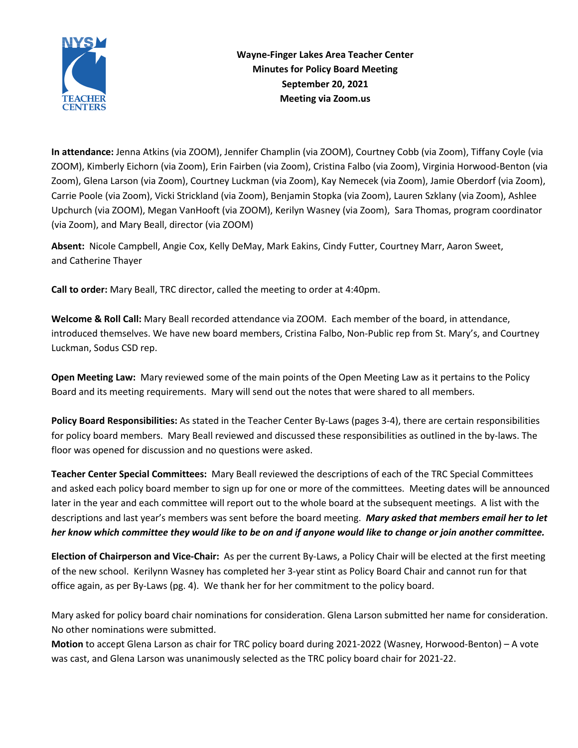**Wayne-Finger Lakes Area Teacher Center**
**Minutes for Policy Board Meeting**
**September 20, 2021**
**Meeting via Zoom.us**

**In attendance:** Jenna Atkins (via ZOOM), Jennifer Champlin (via ZOOM), Courtney Cobb (via Zoom), Tiffany Coyle (via ZOOM), Kimberly Eichorn (via Zoom), Erin Fairben (via Zoom), Cristina Falbo (via Zoom), Virginia Horwood-Benton (via Zoom), Glena Larson (via Zoom), Courtney Luckman (via Zoom), Kay Nemecek (via Zoom), Jamie Oberdorf (via Zoom), Carrie Poole (via Zoom), Vicki Strickland (via Zoom), Benjamin Stopka (via Zoom), Lauren Szklany (via Zoom), Ashlee Upchurch (via ZOOM), Megan VanHooft (via ZOOM), Kerilyn Wasney (via Zoom), Sara Thomas, program coordinator (via Zoom), and Mary Beall, director (via ZOOM)

**Absent:** Nicole Campbell, Angie Cox, Kelly DeMay, Mark Eakins, Cindy Futter, Courtney Marr, Aaron Sweet, and Catherine Thayer

**Call to order:** Mary Beall, TRC director, called the meeting to order at 4:40pm.

**Welcome & Roll Call:** Mary Beall recorded attendance via ZOOM. Each member of the board, in attendance, introduced themselves. We have new board members, Cristina Falbo, Non-Public rep from St. Mary's, and Courtney Luckman, Sodus CSD rep.

**Open Meeting Law:** Mary reviewed some of the main points of the Open Meeting Law as it pertains to the Policy Board and its meeting requirements. Mary will send out the notes that were shared to all members.

**Policy Board Responsibilities:** As stated in the Teacher Center By-Laws (pages 3-4), there are certain responsibilities for policy board members. Mary Beall reviewed and discussed these responsibilities as outlined in the by-laws. The floor was opened for discussion and no questions were asked.

**Teacher Center Special Committees:** Mary Beall reviewed the descriptions of each of the TRC Special Committees and asked each policy board member to sign up for one or more of the committees. Meeting dates will be announced later in the year and each committee will report out to the whole board at the subsequent meetings. A list with the descriptions and last year's members was sent before the board meeting. ***Mary asked that members email her to let her know which committee they would like to be on and if anyone would like to change or join another committee.***

**Election of Chairperson and Vice-Chair:** As per the current By-Laws, a Policy Chair will be elected at the first meeting of the new school. Kerilynn Wasney has completed her 3-year stint as Policy Board Chair and cannot run for that office again, as per By-Laws (pg. 4). We thank her for her commitment to the policy board.

Mary asked for policy board chair nominations for consideration. Glena Larson submitted her name for consideration. No other nominations were submitted.
**Motion** to accept Glena Larson as chair for TRC policy board during 2021-2022 (Wasney, Horwood-Benton) – A vote was cast, and Glena Larson was unanimously selected as the TRC policy board chair for 2021-22.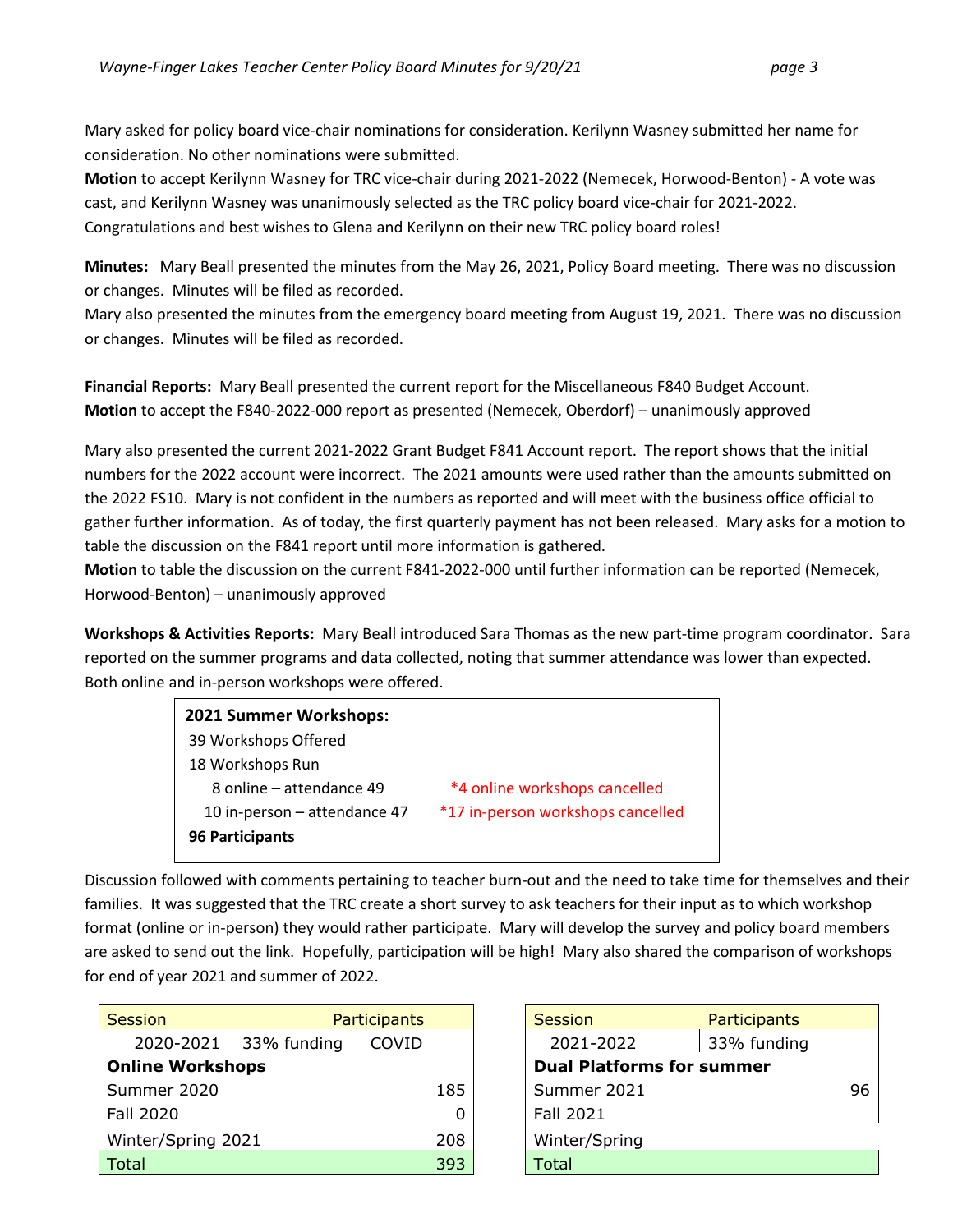Mary asked for policy board vice-chair nominations for consideration. Kerilynn Wasney submitted her name for consideration. No other nominations were submitted.

**Motion** to accept Kerilynn Wasney for TRC vice-chair during 2021-2022 (Nemecek, Horwood-Benton) - A vote was cast, and Kerilynn Wasney was unanimously selected as the TRC policy board vice-chair for 2021-2022. Congratulations and best wishes to Glena and Kerilynn on their new TRC policy board roles!

**Minutes:** Mary Beall presented the minutes from the May 26, 2021, Policy Board meeting. There was no discussion or changes. Minutes will be filed as recorded.

Mary also presented the minutes from the emergency board meeting from August 19, 2021. There was no discussion or changes. Minutes will be filed as recorded.

**Financial Reports:** Mary Beall presented the current report for the Miscellaneous F840 Budget Account.

**Motion** to accept the F840-2022-000 report as presented (Nemecek, Oberdorf) – unanimously approved

Mary also presented the current 2021-2022 Grant Budget F841 Account report. The report shows that the initial numbers for the 2022 account were incorrect. The 2021 amounts were used rather than the amounts submitted on the 2022 FS10. Mary is not confident in the numbers as reported and will meet with the business office official to gather further information. As of today, the first quarterly payment has not been released. Mary asks for a motion to table the discussion on the F841 report until more information is gathered.

**Motion** to table the discussion on the current F841-2022-000 until further information can be reported (Nemecek, Horwood-Benton) – unanimously approved

**Workshops & Activities Reports:** Mary Beall introduced Sara Thomas as the new part-time program coordinator. Sara reported on the summer programs and data collected, noting that summer attendance was lower than expected. Both online and in-person workshops were offered.

**2021 Summer Workshops:**

39 Workshops Offered

18 Workshops Run

- 8 online – attendance 49 — *4 online workshops cancelled
- 10 in-person – attendance 47 — *17 in-person workshops cancelled

**96 Participants**

Discussion followed with comments pertaining to teacher burn-out and the need to take time for themselves and their families. It was suggested that the TRC create a short survey to ask teachers for their input as to which workshop format (online or in-person) they would rather participate. Mary will develop the survey and policy board members are asked to send out the link. Hopefully, participation will be high! Mary also shared the comparison of workshops for end of year 2021 and summer of 2022.

| Session | Participants |
|---|---|
| 2020-2021 33% funding COVID | |
| **Online Workshops** | |
| Summer 2020 | 185 |
| Fall 2020 | 0 |
| Winter/Spring 2021 | 208 |
| Total | 393 |

| Session | Participants |
|---|---|
| 2021-2022 | 33% funding |
| **Dual Platforms for summer** | |
| Summer 2021 | 96 |
| Fall 2021 | |
| Winter/Spring | |
| Total | |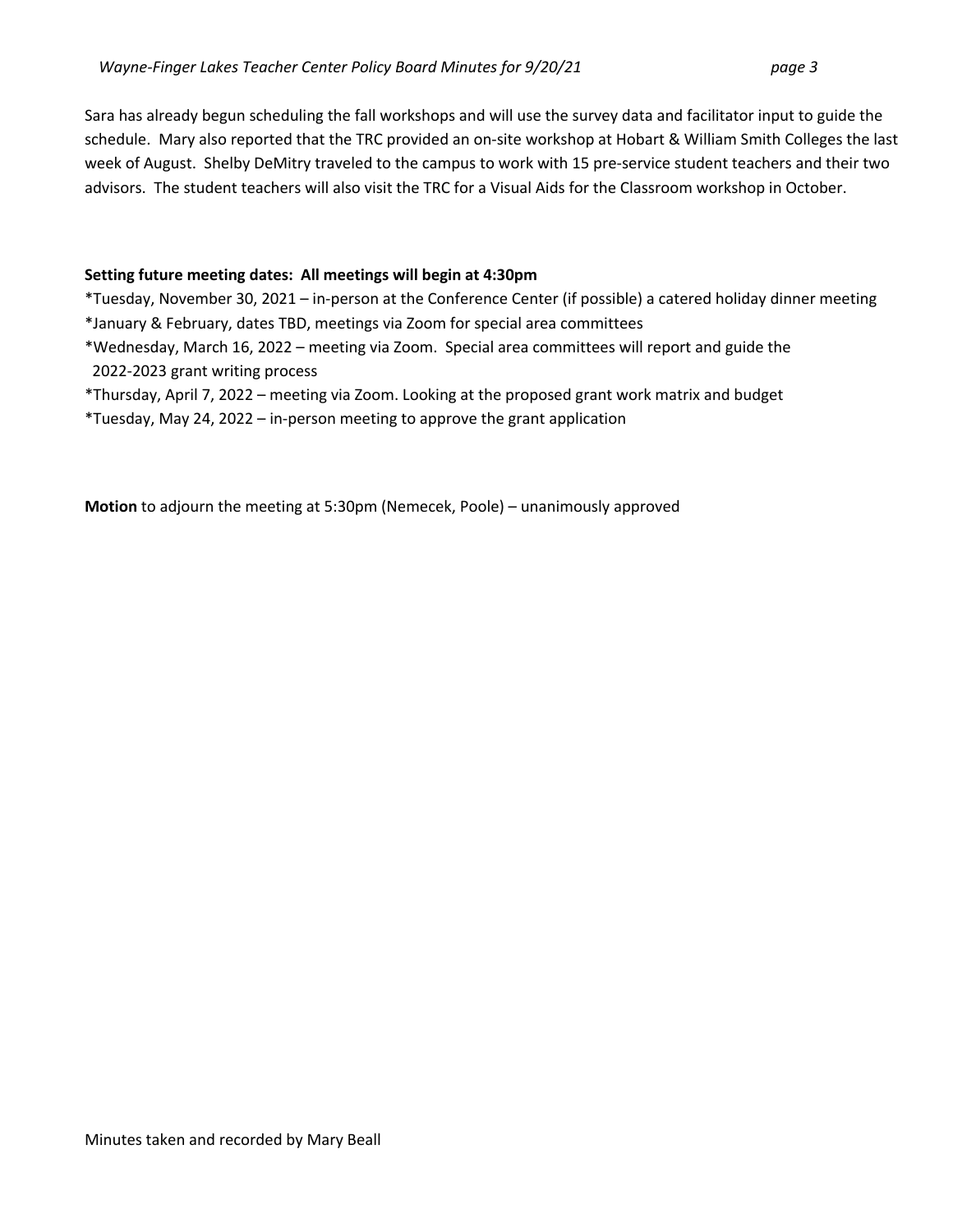Sara has already begun scheduling the fall workshops and will use the survey data and facilitator input to guide the schedule. Mary also reported that the TRC provided an on-site workshop at Hobart & William Smith Colleges the last week of August. Shelby DeMitry traveled to the campus to work with 15 pre-service student teachers and their two advisors. The student teachers will also visit the TRC for a Visual Aids for the Classroom workshop in October.

**Setting future meeting dates: All meetings will begin at 4:30pm**

*Tuesday, November 30, 2021 – in-person at the Conference Center (if possible) a catered holiday dinner meeting
*January & February, dates TBD, meetings via Zoom for special area committees
*Wednesday, March 16, 2022 – meeting via Zoom. Special area committees will report and guide the 2022-2023 grant writing process
*Thursday, April 7, 2022 – meeting via Zoom. Looking at the proposed grant work matrix and budget
*Tuesday, May 24, 2022 – in-person meeting to approve the grant application

**Motion** to adjourn the meeting at 5:30pm (Nemecek, Poole) – unanimously approved

Minutes taken and recorded by Mary Beall